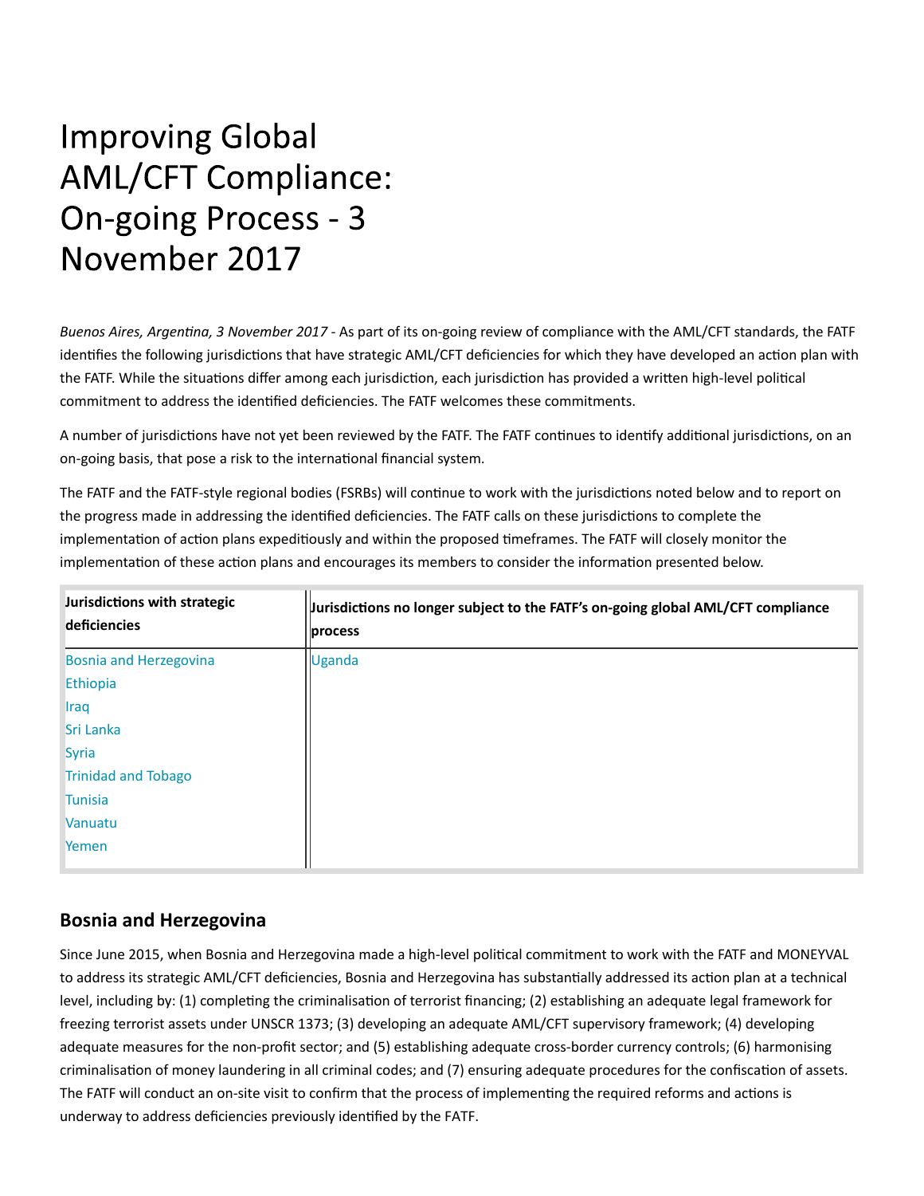# Improving Global AML/CFT Compliance: On-going Process - 3 November 2017

*Buenos Aires, Argentina, 3 November 2017* - As part of its on-going review of compliance with the AML/CFT standards, the FATF identifies the following jurisdictions that have strategic AML/CFT deficiencies for which they have developed an action plan with the FATF. While the situations differ among each jurisdiction, each jurisdiction has provided a written high-level political commitment to address the identified deficiencies. The FATF welcomes these commitments.

A number of jurisdictions have not yet been reviewed by the FATF. The FATF continues to identify additional jurisdictions, on an on-going basis, that pose a risk to the international financial system.

The FATF and the FATF-style regional bodies (FSRBs) will continue to work with the jurisdictions noted below and to report on the progress made in addressing the identified deficiencies. The FATF calls on these jurisdictions to complete the implementation of action plans expeditiously and within the proposed timeframes. The FATF will closely monitor the implementation of these action plans and encourages its members to consider the information presented below.

| Jurisdictions with strategic deficiencies | Jurisdictions no longer subject to the FATF's on-going global AML/CFT compliance process |
|---|---|
| Bosnia and Herzegovina<br>Ethiopia<br>Iraq<br>Sri Lanka<br>Syria<br>Trinidad and Tobago<br>Tunisia<br>Vanuatu<br>Yemen | Uganda |

## Bosnia and Herzegovina

Since June 2015, when Bosnia and Herzegovina made a high-level political commitment to work with the FATF and MONEYVAL to address its strategic AML/CFT deficiencies, Bosnia and Herzegovina has substantially addressed its action plan at a technical level, including by: (1) completing the criminalisation of terrorist financing; (2) establishing an adequate legal framework for freezing terrorist assets under UNSCR 1373; (3) developing an adequate AML/CFT supervisory framework; (4) developing adequate measures for the non-profit sector; and (5) establishing adequate cross-border currency controls; (6) harmonising criminalisation of money laundering in all criminal codes; and (7) ensuring adequate procedures for the confiscation of assets. The FATF will conduct an on-site visit to confirm that the process of implementing the required reforms and actions is underway to address deficiencies previously identified by the FATF.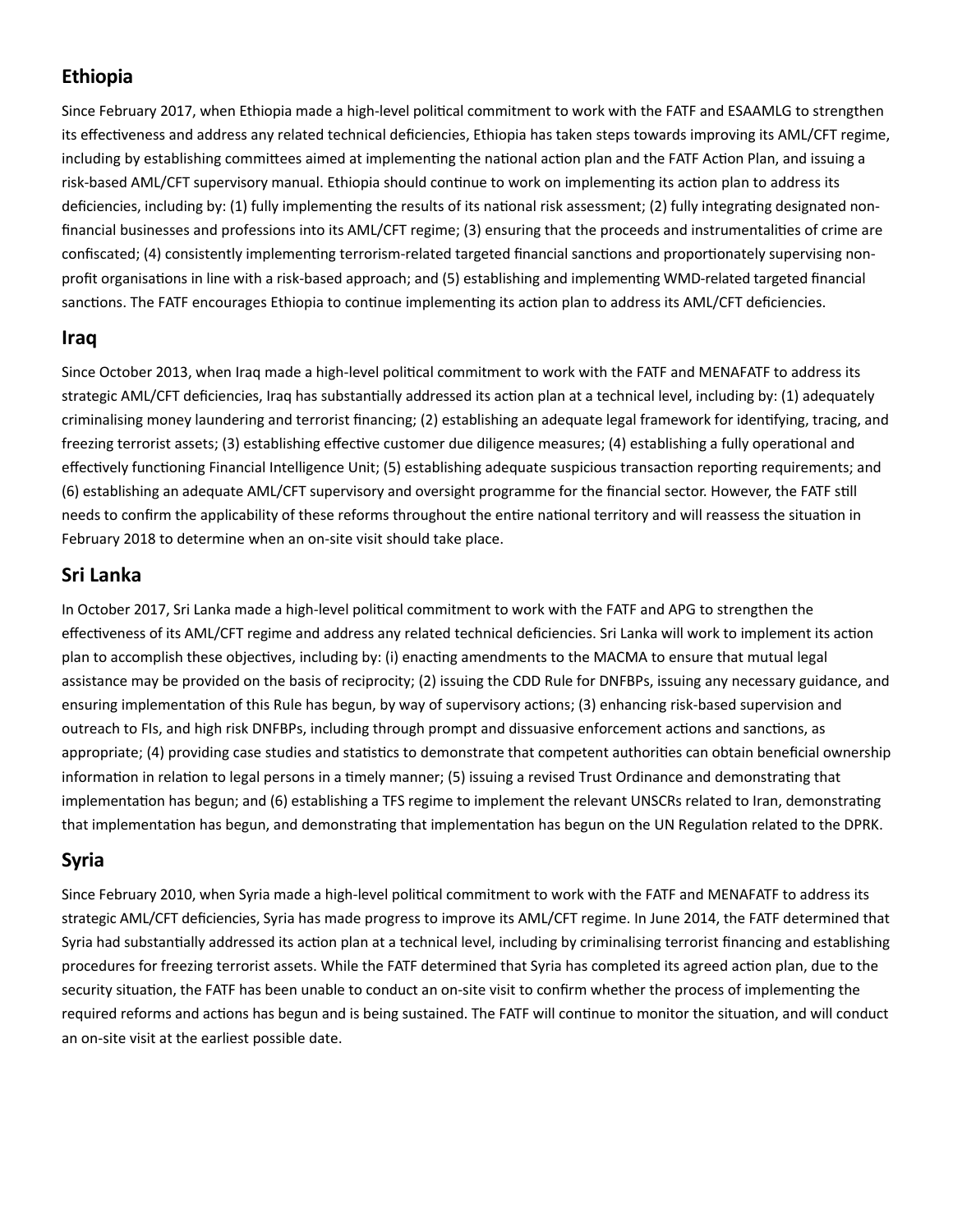## Ethiopia

Since February 2017, when Ethiopia made a high-level political commitment to work with the FATF and ESAAMLG to strengthen its effectiveness and address any related technical deficiencies, Ethiopia has taken steps towards improving its AML/CFT regime, including by establishing committees aimed at implementing the national action plan and the FATF Action Plan, and issuing a risk-based AML/CFT supervisory manual. Ethiopia should continue to work on implementing its action plan to address its deficiencies, including by: (1) fully implementing the results of its national risk assessment; (2) fully integrating designated non-financial businesses and professions into its AML/CFT regime; (3) ensuring that the proceeds and instrumentalities of crime are confiscated; (4) consistently implementing terrorism-related targeted financial sanctions and proportionately supervising non-profit organisations in line with a risk-based approach; and (5) establishing and implementing WMD-related targeted financial sanctions. The FATF encourages Ethiopia to continue implementing its action plan to address its AML/CFT deficiencies.

## Iraq

Since October 2013, when Iraq made a high-level political commitment to work with the FATF and MENAFATF to address its strategic AML/CFT deficiencies, Iraq has substantially addressed its action plan at a technical level, including by: (1) adequately criminalising money laundering and terrorist financing; (2) establishing an adequate legal framework for identifying, tracing, and freezing terrorist assets; (3) establishing effective customer due diligence measures; (4) establishing a fully operational and effectively functioning Financial Intelligence Unit; (5) establishing adequate suspicious transaction reporting requirements; and (6) establishing an adequate AML/CFT supervisory and oversight programme for the financial sector. However, the FATF still needs to confirm the applicability of these reforms throughout the entire national territory and will reassess the situation in February 2018 to determine when an on-site visit should take place.

## Sri Lanka

In October 2017, Sri Lanka made a high-level political commitment to work with the FATF and APG to strengthen the effectiveness of its AML/CFT regime and address any related technical deficiencies. Sri Lanka will work to implement its action plan to accomplish these objectives, including by: (i) enacting amendments to the MACMA to ensure that mutual legal assistance may be provided on the basis of reciprocity; (2) issuing the CDD Rule for DNFBPs, issuing any necessary guidance, and ensuring implementation of this Rule has begun, by way of supervisory actions; (3) enhancing risk-based supervision and outreach to FIs, and high risk DNFBPs, including through prompt and dissuasive enforcement actions and sanctions, as appropriate; (4) providing case studies and statistics to demonstrate that competent authorities can obtain beneficial ownership information in relation to legal persons in a timely manner; (5) issuing a revised Trust Ordinance and demonstrating that implementation has begun; and (6) establishing a TFS regime to implement the relevant UNSCRs related to Iran, demonstrating that implementation has begun, and demonstrating that implementation has begun on the UN Regulation related to the DPRK.

## Syria

Since February 2010, when Syria made a high-level political commitment to work with the FATF and MENAFATF to address its strategic AML/CFT deficiencies, Syria has made progress to improve its AML/CFT regime. In June 2014, the FATF determined that Syria had substantially addressed its action plan at a technical level, including by criminalising terrorist financing and establishing procedures for freezing terrorist assets. While the FATF determined that Syria has completed its agreed action plan, due to the security situation, the FATF has been unable to conduct an on-site visit to confirm whether the process of implementing the required reforms and actions has begun and is being sustained. The FATF will continue to monitor the situation, and will conduct an on-site visit at the earliest possible date.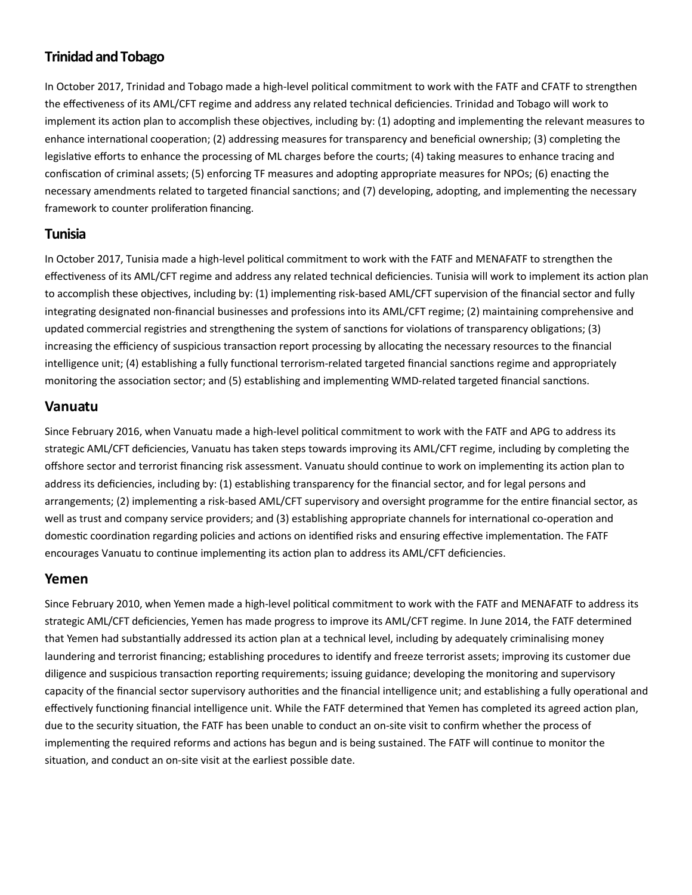## Trinidad and Tobago

In October 2017, Trinidad and Tobago made a high-level political commitment to work with the FATF and CFATF to strengthen the effectiveness of its AML/CFT regime and address any related technical deficiencies. Trinidad and Tobago will work to implement its action plan to accomplish these objectives, including by: (1) adopting and implementing the relevant measures to enhance international cooperation; (2) addressing measures for transparency and beneficial ownership; (3) completing the legislative efforts to enhance the processing of ML charges before the courts; (4) taking measures to enhance tracing and confiscation of criminal assets; (5) enforcing TF measures and adopting appropriate measures for NPOs; (6) enacting the necessary amendments related to targeted financial sanctions; and (7) developing, adopting, and implementing the necessary framework to counter proliferation financing.

## Tunisia

In October 2017, Tunisia made a high-level political commitment to work with the FATF and MENAFATF to strengthen the effectiveness of its AML/CFT regime and address any related technical deficiencies. Tunisia will work to implement its action plan to accomplish these objectives, including by: (1) implementing risk-based AML/CFT supervision of the financial sector and fully integrating designated non-financial businesses and professions into its AML/CFT regime; (2) maintaining comprehensive and updated commercial registries and strengthening the system of sanctions for violations of transparency obligations; (3) increasing the efficiency of suspicious transaction report processing by allocating the necessary resources to the financial intelligence unit; (4) establishing a fully functional terrorism-related targeted financial sanctions regime and appropriately monitoring the association sector; and (5) establishing and implementing WMD-related targeted financial sanctions.

## Vanuatu

Since February 2016, when Vanuatu made a high-level political commitment to work with the FATF and APG to address its strategic AML/CFT deficiencies, Vanuatu has taken steps towards improving its AML/CFT regime, including by completing the offshore sector and terrorist financing risk assessment. Vanuatu should continue to work on implementing its action plan to address its deficiencies, including by: (1) establishing transparency for the financial sector, and for legal persons and arrangements; (2) implementing a risk-based AML/CFT supervisory and oversight programme for the entire financial sector, as well as trust and company service providers; and (3) establishing appropriate channels for international co-operation and domestic coordination regarding policies and actions on identified risks and ensuring effective implementation. The FATF encourages Vanuatu to continue implementing its action plan to address its AML/CFT deficiencies.

## Yemen

Since February 2010, when Yemen made a high-level political commitment to work with the FATF and MENAFATF to address its strategic AML/CFT deficiencies, Yemen has made progress to improve its AML/CFT regime. In June 2014, the FATF determined that Yemen had substantially addressed its action plan at a technical level, including by adequately criminalising money laundering and terrorist financing; establishing procedures to identify and freeze terrorist assets; improving its customer due diligence and suspicious transaction reporting requirements; issuing guidance; developing the monitoring and supervisory capacity of the financial sector supervisory authorities and the financial intelligence unit; and establishing a fully operational and effectively functioning financial intelligence unit. While the FATF determined that Yemen has completed its agreed action plan, due to the security situation, the FATF has been unable to conduct an on-site visit to confirm whether the process of implementing the required reforms and actions has begun and is being sustained. The FATF will continue to monitor the situation, and conduct an on-site visit at the earliest possible date.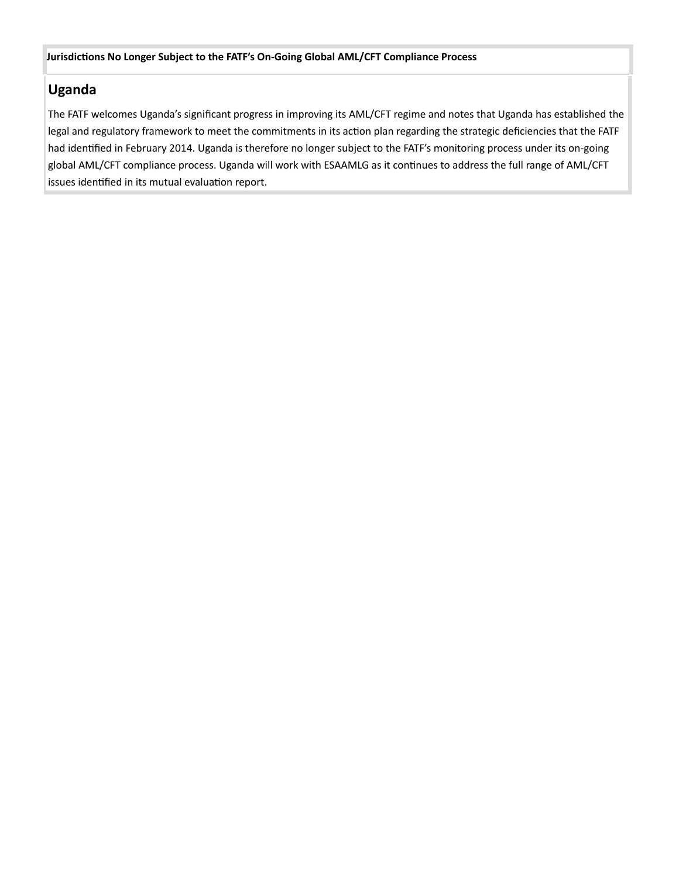**Jurisdictions No Longer Subject to the FATF's On-Going Global AML/CFT Compliance Process**

## Uganda

The FATF welcomes Uganda's significant progress in improving its AML/CFT regime and notes that Uganda has established the legal and regulatory framework to meet the commitments in its action plan regarding the strategic deficiencies that the FATF had identified in February 2014. Uganda is therefore no longer subject to the FATF's monitoring process under its on-going global AML/CFT compliance process. Uganda will work with ESAAMLG as it continues to address the full range of AML/CFT issues identified in its mutual evaluation report.